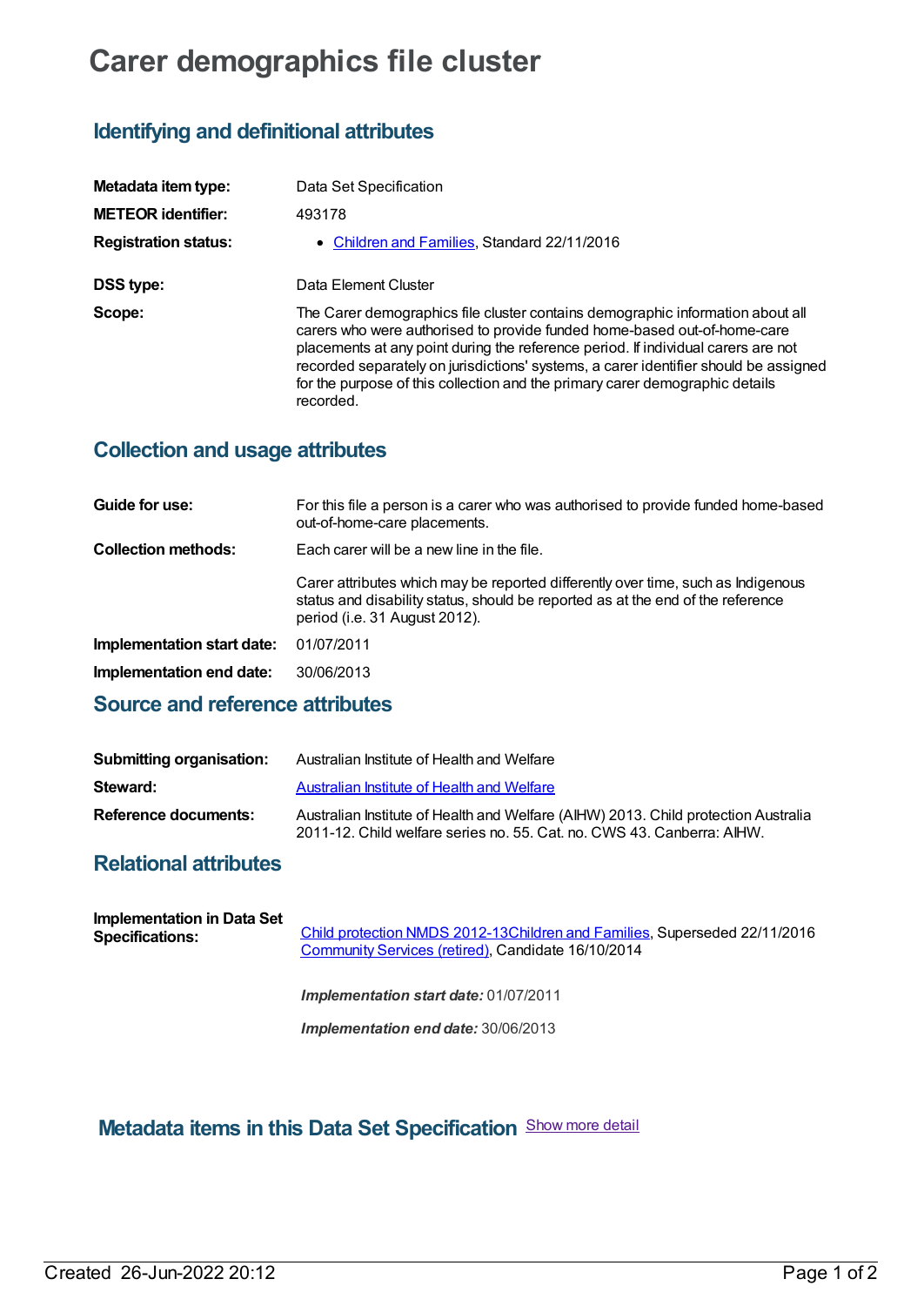# Carer demographics file cluster

## Identifying and definitional attributes

| | |
|---|---|
| **Metadata item type:** | Data Set Specification |
| **METEOR identifier:** | 493178 |
| **Registration status:** | • Children and Families, Standard 22/11/2016 |
| **DSS type:** | Data Element Cluster |
| **Scope:** | The Carer demographics file cluster contains demographic information about all carers who were authorised to provide funded home-based out-of-home-care placements at any point during the reference period. If individual carers are not recorded separately on jurisdictions' systems, a carer identifier should be assigned for the purpose of this collection and the primary carer demographic details recorded. |

## Collection and usage attributes

| | |
|---|---|
| **Guide for use:** | For this file a person is a carer who was authorised to provide funded home-based out-of-home-care placements. |
| **Collection methods:** | Each carer will be a new line in the file.<br><br>Carer attributes which may be reported differently over time, such as Indigenous status and disability status, should be reported as at the end of the reference period (i.e. 31 August 2012). |
| **Implementation start date:** | 01/07/2011 |
| **Implementation end date:** | 30/06/2013 |

## Source and reference attributes

| | |
|---|---|
| **Submitting organisation:** | Australian Institute of Health and Welfare |
| **Steward:** | Australian Institute of Health and Welfare |
| **Reference documents:** | Australian Institute of Health and Welfare (AIHW) 2013. Child protection Australia 2011-12. Child welfare series no. 55. Cat. no. CWS 43. Canberra: AIHW. |

## Relational attributes

**Implementation in Data Set Specifications:**

Child protection NMDS 2012-13Children and Families, Superseded 22/11/2016
Community Services (retired), Candidate 16/10/2014

*Implementation start date:* 01/07/2011

*Implementation end date:* 30/06/2013

## Metadata items in this Data Set Specification

Show more detail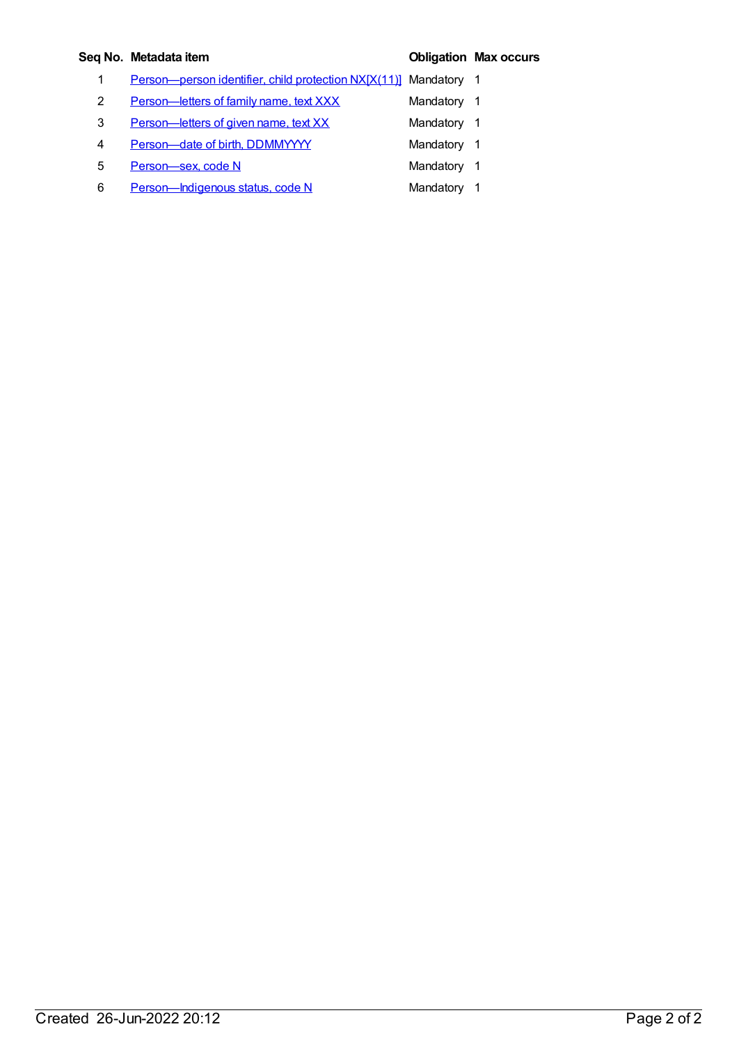| Seq No. | Metadata item | Obligation | Max occurs |
| --- | --- | --- | --- |
| 1 | Person—person identifier, child protection NX[X(11)] | Mandatory | 1 |
| 2 | Person—letters of family name, text XXX | Mandatory | 1 |
| 3 | Person—letters of given name, text XX | Mandatory | 1 |
| 4 | Person—date of birth, DDMMYYYY | Mandatory | 1 |
| 5 | Person—sex, code N | Mandatory | 1 |
| 6 | Person—Indigenous status, code N | Mandatory | 1 |

Created 26-Jun-2022 20:12